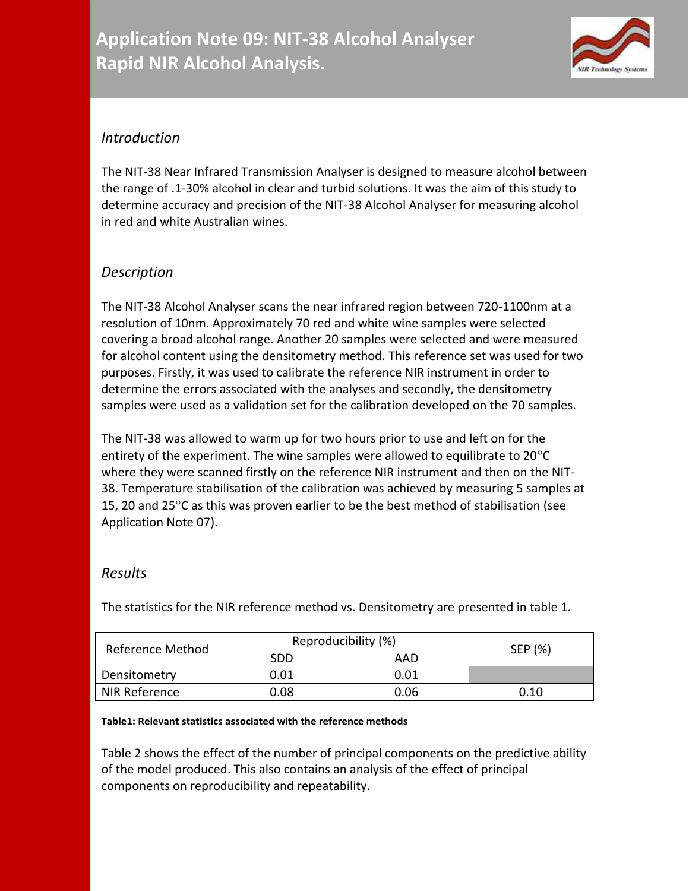# Application Note 09: NIT-38 Alcohol Analyser Rapid NIR Alcohol Analysis.

## *Introduction*

The NIT-38 Near Infrared Transmission Analyser is designed to measure alcohol between the range of .1-30% alcohol in clear and turbid solutions. It was the aim of this study to determine accuracy and precision of the NIT-38 Alcohol Analyser for measuring alcohol in red and white Australian wines.

## *Description*

The NIT-38 Alcohol Analyser scans the near infrared region between 720-1100nm at a resolution of 10nm. Approximately 70 red and white wine samples were selected covering a broad alcohol range. Another 20 samples were selected and were measured for alcohol content using the densitometry method. This reference set was used for two purposes. Firstly, it was used to calibrate the reference NIR instrument in order to determine the errors associated with the analyses and secondly, the densitometry samples were used as a validation set for the calibration developed on the 70 samples.

The NIT-38 was allowed to warm up for two hours prior to use and left on for the entirety of the experiment. The wine samples were allowed to equilibrate to 20°C where they were scanned firstly on the reference NIR instrument and then on the NIT-38. Temperature stabilisation of the calibration was achieved by measuring 5 samples at 15, 20 and 25°C as this was proven earlier to be the best method of stabilisation (see Application Note 07).

## *Results*

The statistics for the NIR reference method vs. Densitometry are presented in table 1.

| Reference Method | Reproducibility (%) | | SEP (%) |
|---|---|---|---|
| | SDD | AAD | |
| Densitometry | 0.01 | 0.01 | |
| NIR Reference | 0.08 | 0.06 | 0.10 |

**Table1: Relevant statistics associated with the reference methods**

Table 2 shows the effect of the number of principal components on the predictive ability of the model produced. This also contains an analysis of the effect of principal components on reproducibility and repeatability.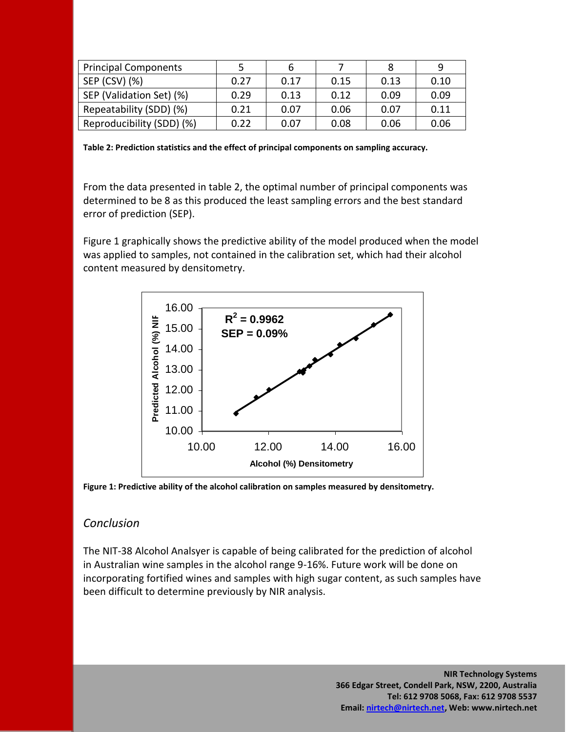| Principal Components | 5 | 6 | 7 | 8 | 9 |
|---|---|---|---|---|---|
| SEP (CSV) (%) | 0.27 | 0.17 | 0.15 | 0.13 | 0.10 |
| SEP (Validation Set) (%) | 0.29 | 0.13 | 0.12 | 0.09 | 0.09 |
| Repeatability (SDD) (%) | 0.21 | 0.07 | 0.06 | 0.07 | 0.11 |
| Reproducibility (SDD) (%) | 0.22 | 0.07 | 0.08 | 0.06 | 0.06 |

**Table 2: Prediction statistics and the effect of principal components on sampling accuracy.**

From the data presented in table 2, the optimal number of principal components was determined to be 8 as this produced the least sampling errors and the best standard error of prediction (SEP).

Figure 1 graphically shows the predictive ability of the model produced when the model was applied to samples, not contained in the calibration set, which had their alcohol content measured by densitometry.

$R^2$ = 0.9962

SEP = 0.09%

Predicted Alcohol (%) NIF

16.00
15.00
14.00
13.00
12.00
11.00
10.00

10.00
12.00
14.00
16.00

Alcohol (%) Densitometry

**Figure 1: Predictive ability of the alcohol calibration on samples measured by densitometry.**

## *Conclusion*

The NIT-38 Alcohol Analsyer is capable of being calibrated for the prediction of alcohol in Australian wine samples in the alcohol range 9-16%. Future work will be done on incorporating fortified wines and samples with high sugar content, as such samples have been difficult to determine previously by NIR analysis.

**NIR Technology Systems**
**366 Edgar Street, Condell Park, NSW, 2200, Australia**
**Tel: 612 9708 5068, Fax: 612 9708 5537**
**Email: nirtech@nirtech.net, Web: www.nirtech.net**